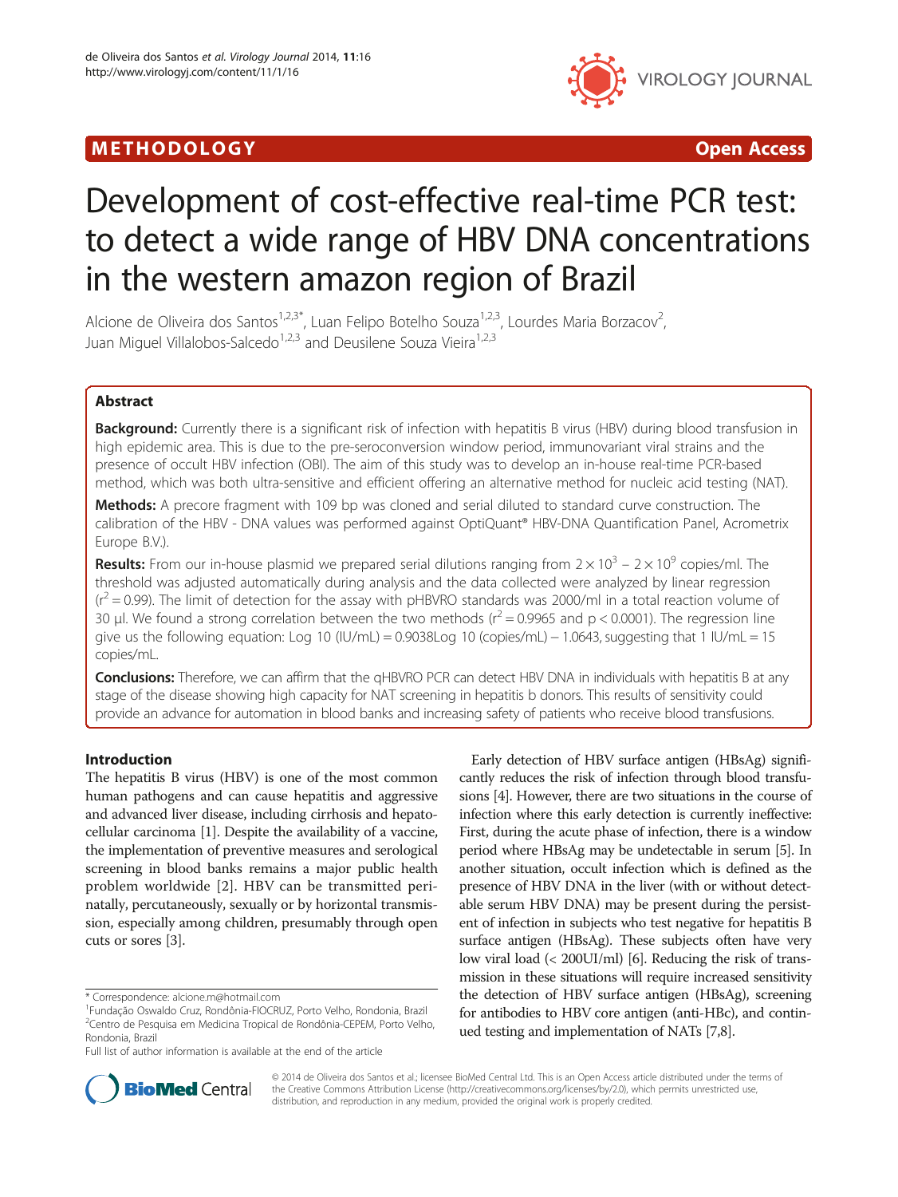METHODOLOGY Open Access

# Development of cost-effective real-time PCR test: to detect a wide range of HBV DNA concentrations in the western amazon region of Brazil

Alcione de Oliveira dos Santos[1,2,3*], Luan Felipo Botelho Souza[1,2,3], Lourdes Maria Borzacov[2], Juan Miguel Villalobos-Salcedo[1,2,3] and Deusilene Souza Vieira[1,2,3]

## Abstract

**Background:** Currently there is a significant risk of infection with hepatitis B virus (HBV) during blood transfusion in high epidemic area. This is due to the pre-seroconversion window period, immunovariant viral strains and the presence of occult HBV infection (OBI). The aim of this study was to develop an in-house real-time PCR-based method, which was both ultra-sensitive and efficient offering an alternative method for nucleic acid testing (NAT).

**Methods:** A precore fragment with 109 bp was cloned and serial diluted to standard curve construction. The calibration of the HBV - DNA values was performed against OptiQuant® HBV-DNA Quantification Panel, Acrometrix Europe B.V.).

**Results:** From our in-house plasmid we prepared serial dilutions ranging from $2 \times 10^3 - 2 \times 10^9$ copies/ml. The threshold was adjusted automatically during analysis and the data collected were analyzed by linear regression ($r^2 = 0.99$). The limit of detection for the assay with pHBVRO standards was 2000/ml in a total reaction volume of 30 μl. We found a strong correlation between the two methods ($r^2 = 0.9965$ and $p < 0.0001$). The regression line give us the following equation: Log 10 (IU/mL) = 0.9038Log 10 (copies/mL) − 1.0643, suggesting that 1 IU/mL = 15 copies/mL.

**Conclusions:** Therefore, we can affirm that the qHBVRO PCR can detect HBV DNA in individuals with hepatitis B at any stage of the disease showing high capacity for NAT screening in hepatitis b donors. This results of sensitivity could provide an advance for automation in blood banks and increasing safety of patients who receive blood transfusions.

## Introduction

The hepatitis B virus (HBV) is one of the most common human pathogens and can cause hepatitis and aggressive and advanced liver disease, including cirrhosis and hepatocellular carcinoma [1]. Despite the availability of a vaccine, the implementation of preventive measures and serological screening in blood banks remains a major public health problem worldwide [2]. HBV can be transmitted perinatally, percutaneously, sexually or by horizontal transmission, especially among children, presumably through open cuts or sores [3].

Early detection of HBV surface antigen (HBsAg) significantly reduces the risk of infection through blood transfusions [4]. However, there are two situations in the course of infection where this early detection is currently ineffective: First, during the acute phase of infection, there is a window period where HBsAg may be undetectable in serum [5]. In another situation, occult infection which is defined as the presence of HBV DNA in the liver (with or without detectable serum HBV DNA) may be present during the persistent of infection in subjects who test negative for hepatitis B surface antigen (HBsAg). These subjects often have very low viral load (< 200UI/ml) [6]. Reducing the risk of transmission in these situations will require increased sensitivity the detection of HBV surface antigen (HBsAg), screening for antibodies to HBV core antigen (anti-HBc), and continued testing and implementation of NATs [7,8].

\* Correspondence: alcione.m@hotmail.com
[1]Fundação Oswaldo Cruz, Rondônia-FIOCRUZ, Porto Velho, Rondonia, Brazil
[2]Centro de Pesquisa em Medicina Tropical de Rondônia-CEPEM, Porto Velho, Rondonia, Brazil
Full list of author information is available at the end of the article

© 2014 de Oliveira dos Santos et al.; licensee BioMed Central Ltd. This is an Open Access article distributed under the terms of the Creative Commons Attribution License (http://creativecommons.org/licenses/by/2.0), which permits unrestricted use, distribution, and reproduction in any medium, provided the original work is properly credited.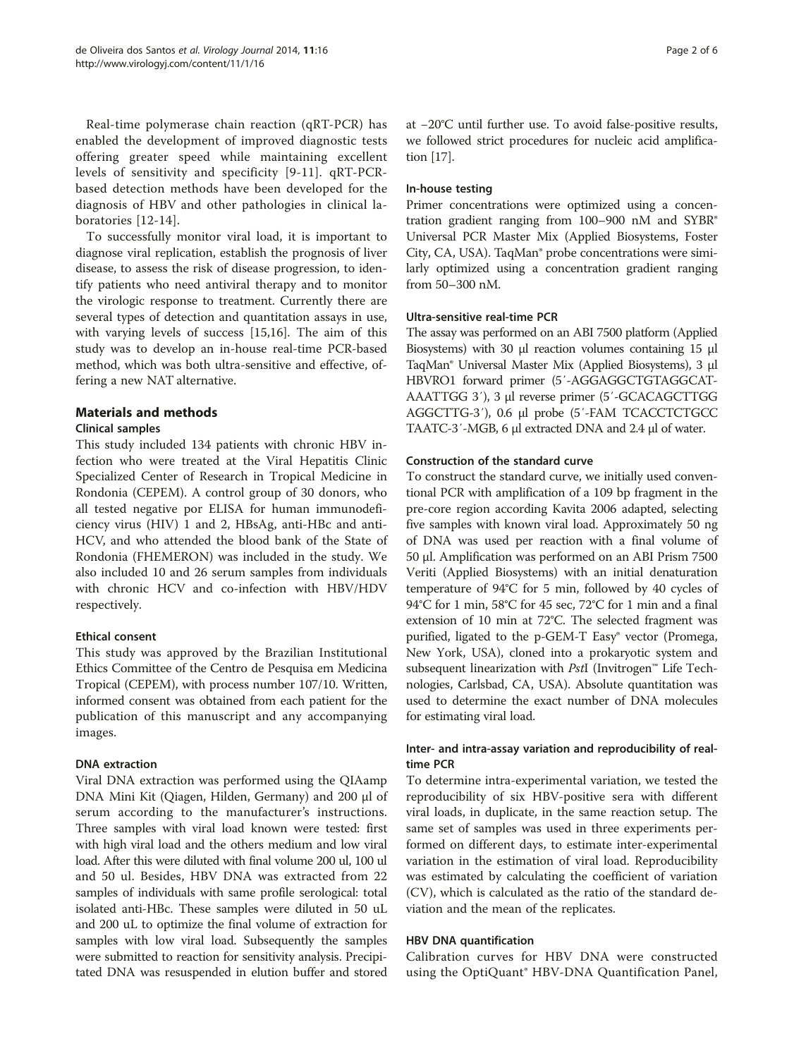Real-time polymerase chain reaction (qRT-PCR) has enabled the development of improved diagnostic tests offering greater speed while maintaining excellent levels of sensitivity and specificity [9-11]. qRT-PCR-based detection methods have been developed for the diagnosis of HBV and other pathologies in clinical laboratories [12-14].

To successfully monitor viral load, it is important to diagnose viral replication, establish the prognosis of liver disease, to assess the risk of disease progression, to identify patients who need antiviral therapy and to monitor the virologic response to treatment. Currently there are several types of detection and quantitation assays in use, with varying levels of success [15,16]. The aim of this study was to develop an in-house real-time PCR-based method, which was both ultra-sensitive and effective, offering a new NAT alternative.

## Materials and methods

### Clinical samples

This study included 134 patients with chronic HBV infection who were treated at the Viral Hepatitis Clinic Specialized Center of Research in Tropical Medicine in Rondonia (CEPEM). A control group of 30 donors, who all tested negative por ELISA for human immunodeficiency virus (HIV) 1 and 2, HBsAg, anti-HBc and anti-HCV, and who attended the blood bank of the State of Rondonia (FHEMERON) was included in the study. We also included 10 and 26 serum samples from individuals with chronic HCV and co-infection with HBV/HDV respectively.

### Ethical consent

This study was approved by the Brazilian Institutional Ethics Committee of the Centro de Pesquisa em Medicina Tropical (CEPEM), with process number 107/10. Written, informed consent was obtained from each patient for the publication of this manuscript and any accompanying images.

### DNA extraction

Viral DNA extraction was performed using the QIAamp DNA Mini Kit (Qiagen, Hilden, Germany) and 200 μl of serum according to the manufacturer's instructions. Three samples with viral load known were tested: first with high viral load and the others medium and low viral load. After this were diluted with final volume 200 ul, 100 ul and 50 ul. Besides, HBV DNA was extracted from 22 samples of individuals with same profile serological: total isolated anti-HBc. These samples were diluted in 50 uL and 200 uL to optimize the final volume of extraction for samples with low viral load. Subsequently the samples were submitted to reaction for sensitivity analysis. Precipitated DNA was resuspended in elution buffer and stored at −20°C until further use. To avoid false-positive results, we followed strict procedures for nucleic acid amplification [17].

### In-house testing

Primer concentrations were optimized using a concentration gradient ranging from 100–900 nM and SYBR® Universal PCR Master Mix (Applied Biosystems, Foster City, CA, USA). TaqMan® probe concentrations were similarly optimized using a concentration gradient ranging from 50–300 nM.

### Ultra-sensitive real-time PCR

The assay was performed on an ABI 7500 platform (Applied Biosystems) with 30 μl reaction volumes containing 15 μl TaqMan® Universal Master Mix (Applied Biosystems), 3 μl HBVRO1 forward primer (5′-AGGAGGCTGTAGGCATAAATTGG 3′), 3 μl reverse primer (5′-GCACAGCTTGGAGGCTTG-3′), 0.6 μl probe (5′-FAM TCACCTCTGCCTAATC-3′-MGB, 6 μl extracted DNA and 2.4 μl of water.

### Construction of the standard curve

To construct the standard curve, we initially used conventional PCR with amplification of a 109 bp fragment in the pre-core region according Kavita 2006 adapted, selecting five samples with known viral load. Approximately 50 ng of DNA was used per reaction with a final volume of 50 μl. Amplification was performed on an ABI Prism 7500 Veriti (Applied Biosystems) with an initial denaturation temperature of 94°C for 5 min, followed by 40 cycles of 94°C for 1 min, 58°C for 45 sec, 72°C for 1 min and a final extension of 10 min at 72°C. The selected fragment was purified, ligated to the p-GEM-T Easy® vector (Promega, New York, USA), cloned into a prokaryotic system and subsequent linearization with *PstI* (Invitrogen™ Life Technologies, Carlsbad, CA, USA). Absolute quantitation was used to determine the exact number of DNA molecules for estimating viral load.

### Inter- and intra-assay variation and reproducibility of real-time PCR

To determine intra-experimental variation, we tested the reproducibility of six HBV-positive sera with different viral loads, in duplicate, in the same reaction setup. The same set of samples was used in three experiments performed on different days, to estimate inter-experimental variation in the estimation of viral load. Reproducibility was estimated by calculating the coefficient of variation (CV), which is calculated as the ratio of the standard deviation and the mean of the replicates.

### HBV DNA quantification

Calibration curves for HBV DNA were constructed using the OptiQuant® HBV-DNA Quantification Panel,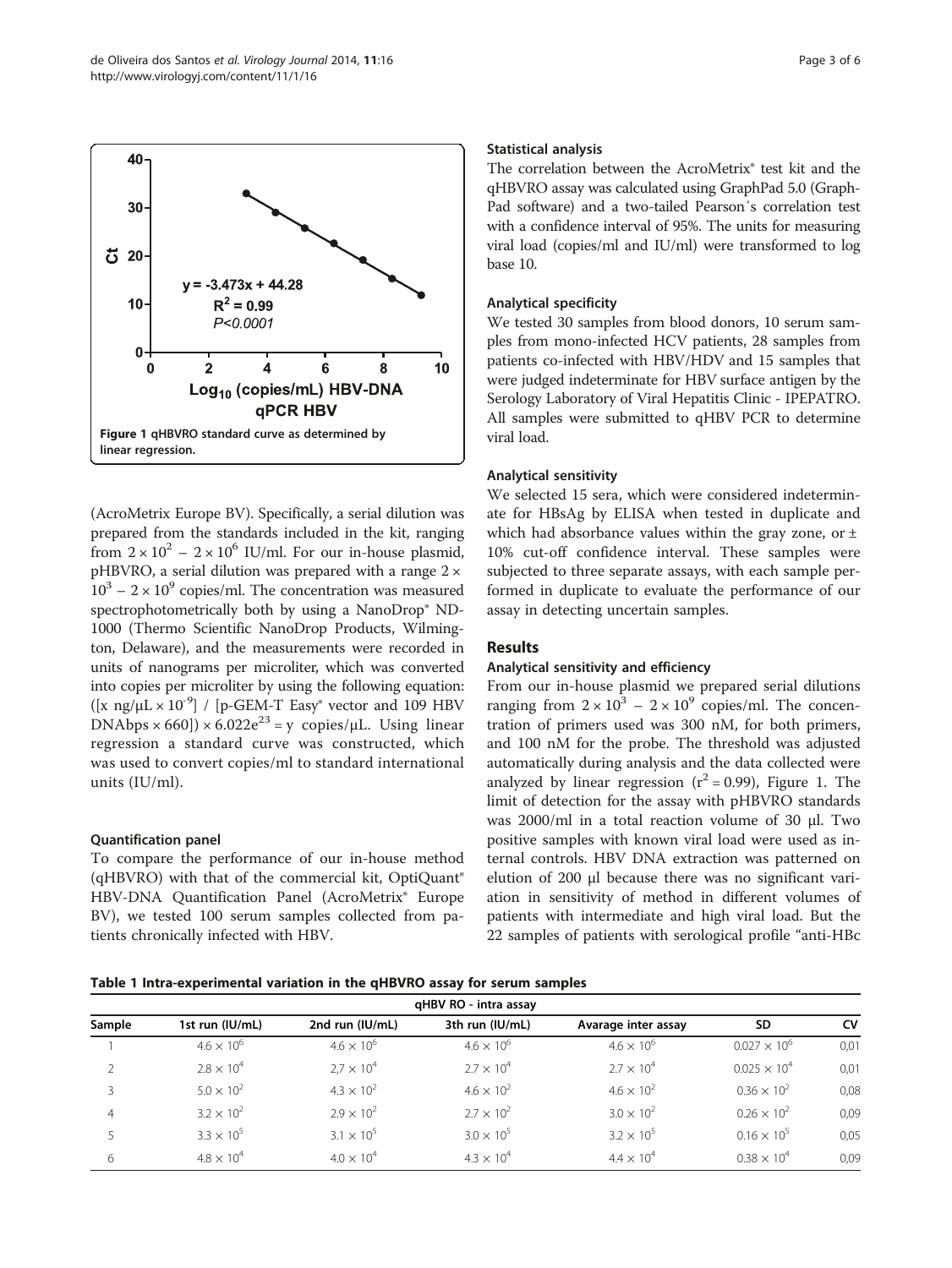Figure 1 qHBVRO standard curve as determined by linear regression.

(AcroMetrix Europe BV). Specifically, a serial dilution was prepared from the standards included in the kit, ranging from $2 \times 10^2$ – $2 \times 10^6$ IU/ml. For our in-house plasmid, pHBVRO, a serial dilution was prepared with a range $2 \times 10^3$ – $2 \times 10^9$ copies/ml. The concentration was measured spectrophotometrically both by using a NanoDrop® ND-1000 (Thermo Scientific NanoDrop Products, Wilmington, Delaware), and the measurements were recorded in units of nanograms per microliter, which was converted into copies per microliter by using the following equation: ([x ng/μL × $10^{-9}$] / [p-GEM-T Easy® vector and 109 HBV DNAbps × 660]) × $6.022e^{23}$ = y copies/μL. Using linear regression a standard curve was constructed, which was used to convert copies/ml to standard international units (IU/ml).

### Quantification panel

To compare the performance of our in-house method (qHBVRO) with that of the commercial kit, OptiQuant® HBV-DNA Quantification Panel (AcroMetrix® Europe BV), we tested 100 serum samples collected from patients chronically infected with HBV.

### Statistical analysis

The correlation between the AcroMetrix® test kit and the qHBVRO assay was calculated using GraphPad 5.0 (GraphPad software) and a two-tailed Pearson´s correlation test with a confidence interval of 95%. The units for measuring viral load (copies/ml and IU/ml) were transformed to log base 10.

### Analytical specificity

We tested 30 samples from blood donors, 10 serum samples from mono-infected HCV patients, 28 samples from patients co-infected with HBV/HDV and 15 samples that were judged indeterminate for HBV surface antigen by the Serology Laboratory of Viral Hepatitis Clinic - IPEPATRO. All samples were submitted to qHBV PCR to determine viral load.

### Analytical sensitivity

We selected 15 sera, which were considered indeterminate for HBsAg by ELISA when tested in duplicate and which had absorbance values within the gray zone, or ± 10% cut-off confidence interval. These samples were subjected to three separate assays, with each sample performed in duplicate to evaluate the performance of our assay in detecting uncertain samples.

## Results

### Analytical sensitivity and efficiency

From our in-house plasmid we prepared serial dilutions ranging from $2 \times 10^3$ – $2 \times 10^9$ copies/ml. The concentration of primers used was 300 nM, for both primers, and 100 nM for the probe. The threshold was adjusted automatically during analysis and the data collected were analyzed by linear regression ($r^2 = 0.99$), Figure 1. The limit of detection for the assay with pHBVRO standards was 2000/ml in a total reaction volume of 30 μl. Two positive samples with known viral load were used as internal controls. HBV DNA extraction was patterned on elution of 200 μl because there was no significant variation in sensitivity of method in different volumes of patients with intermediate and high viral load. But the 22 samples of patients with serological profile "anti-HBc

**Table 1 Intra-experimental variation in the qHBVRO assay for serum samples**

| | qHBV RO - intra assay | | | | | |
|---|---|---|---|---|---|---|
| Sample | 1st run (IU/mL) | 2nd run (IU/mL) | 3th run (IU/mL) | Avarage inter assay | SD | CV |
| 1 | $4.6 \times 10^6$ | $4.6 \times 10^6$ | $4.6 \times 10^6$ | $4.6 \times 10^6$ | $0.027 \times 10^6$ | 0,01 |
| 2 | $2.8 \times 10^4$ | $2,7 \times 10^4$ | $2.7 \times 10^4$ | $2.7 \times 10^4$ | $0.025 \times 10^4$ | 0,01 |
| 3 | $5.0 \times 10^2$ | $4.3 \times 10^2$ | $4.6 \times 10^2$ | $4.6 \times 10^2$ | $0.36 \times 10^2$ | 0,08 |
| 4 | $3.2 \times 10^2$ | $2.9 \times 10^2$ | $2.7 \times 10^2$ | $3.0 \times 10^2$ | $0.26 \times 10^2$ | 0,09 |
| 5 | $3.3 \times 10^5$ | $3.1 \times 10^5$ | $3.0 \times 10^5$ | $3.2 \times 10^5$ | $0.16 \times 10^5$ | 0,05 |
| 6 | $4.8 \times 10^4$ | $4.0 \times 10^4$ | $4.3 \times 10^4$ | $4.4 \times 10^4$ | $0.38 \times 10^4$ | 0,09 |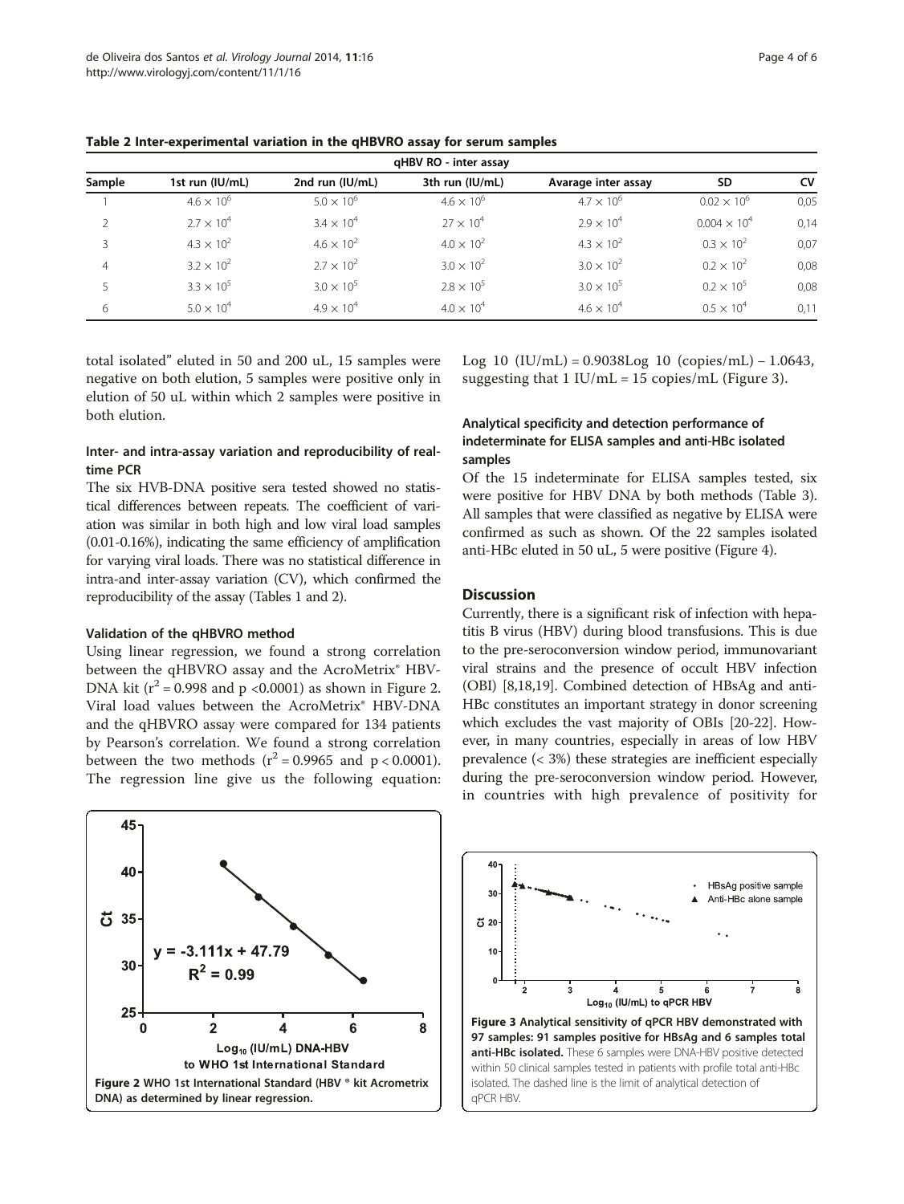**Table 2 Inter-experimental variation in the qHBVRO assay for serum samples**

| | qHBV RO - inter assay | | | | | |
|---|---|---|---|---|---|---|
| Sample | 1st run (IU/mL) | 2nd run (IU/mL) | 3th run (IU/mL) | Avarage inter assay | SD | CV |
| 1 | $4.6 \times 10^6$ | $5.0 \times 10^6$ | $4.6 \times 10^6$ | $4.7 \times 10^6$ | $0.02 \times 10^6$ | 0,05 |
| 2 | $2.7 \times 10^4$ | $3.4 \times 10^4$ | $27 \times 10^4$ | $2.9 \times 10^4$ | $0.004 \times 10^4$ | 0,14 |
| 3 | $4.3 \times 10^2$ | $4.6 \times 10^2$ | $4.0 \times 10^2$ | $4.3 \times 10^2$ | $0.3 \times 10^2$ | 0,07 |
| 4 | $3.2 \times 10^2$ | $2.7 \times 10^2$ | $3.0 \times 10^2$ | $3.0 \times 10^2$ | $0.2 \times 10^2$ | 0,08 |
| 5 | $3.3 \times 10^5$ | $3.0 \times 10^5$ | $2.8 \times 10^5$ | $3.0 \times 10^5$ | $0.2 \times 10^5$ | 0,08 |
| 6 | $5.0 \times 10^4$ | $4.9 \times 10^4$ | $4.0 \times 10^4$ | $4.6 \times 10^4$ | $0.5 \times 10^4$ | 0,11 |

total isolated" eluted in 50 and 200 uL, 15 samples were negative on both elution, 5 samples were positive only in elution of 50 uL within which 2 samples were positive in both elution.

### Inter- and intra-assay variation and reproducibility of real-time PCR

The six HVB-DNA positive sera tested showed no statistical differences between repeats. The coefficient of variation was similar in both high and low viral load samples (0.01-0.16%), indicating the same efficiency of amplification for varying viral loads. There was no statistical difference in intra-and inter-assay variation (CV), which confirmed the reproducibility of the assay (Tables 1 and 2).

### Validation of the qHBVRO method

Using linear regression, we found a strong correlation between the qHBVRO assay and the AcroMetrix® HBV-DNA kit ($r^2 = 0.998$ and $p < 0.0001$) as shown in Figure 2. Viral load values between the AcroMetrix® HBV-DNA and the qHBVRO assay were compared for 134 patients by Pearson's correlation. We found a strong correlation between the two methods ($r^2 = 0.9965$ and $p < 0.0001$). The regression line give us the following equation: Log 10 (IU/mL) = 0.9038Log 10 (copies/mL) – 1.0643, suggesting that 1 IU/mL = 15 copies/mL (Figure 3).

Figure 2 WHO 1st International Standard (HBV ® kit Acrometrix DNA) as determined by linear regression.

Figure 3 Analytical sensitivity of qPCR HBV demonstrated with 97 samples: 91 samples positive for HBsAg and 6 samples total anti-HBc isolated. These 6 samples were DNA-HBV positive detected within 50 clinical samples tested in patients with profile total anti-HBc isolated. The dashed line is the limit of analytical detection of qPCR HBV.

### Analytical specificity and detection performance of indeterminate for ELISA samples and anti-HBc isolated samples

Of the 15 indeterminate for ELISA samples tested, six were positive for HBV DNA by both methods (Table 3). All samples that were classified as negative by ELISA were confirmed as such as shown. Of the 22 samples isolated anti-HBc eluted in 50 uL, 5 were positive (Figure 4).

## Discussion

Currently, there is a significant risk of infection with hepatitis B virus (HBV) during blood transfusions. This is due to the pre-seroconversion window period, immunovariant viral strains and the presence of occult HBV infection (OBI) [8,18,19]. Combined detection of HBsAg and anti-HBc constitutes an important strategy in donor screening which excludes the vast majority of OBIs [20-22]. However, in many countries, especially in areas of low HBV prevalence (< 3%) these strategies are inefficient especially during the pre-seroconversion window period. However, in countries with high prevalence of positivity for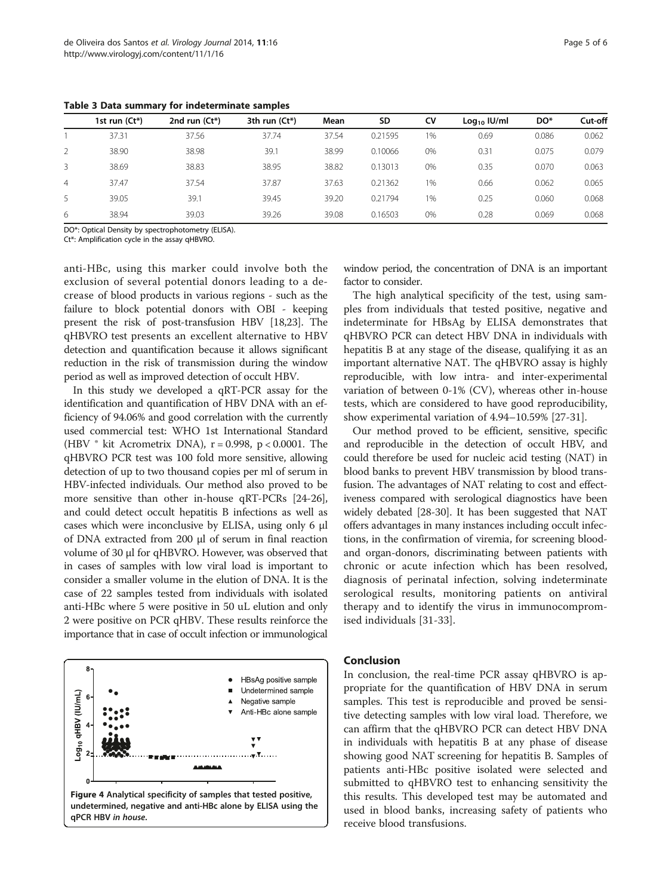**Table 3 Data summary for indeterminate samples**

| | 1st run (Ct*) | 2nd run (Ct*) | 3th run (Ct*) | Mean | SD | CV | $Log_{10}$ IU/ml | DO* | Cut-off |
|---|---|---|---|---|---|---|---|---|---|
| 1 | 37.31 | 37.56 | 37.74 | 37.54 | 0.21595 | 1% | 0.69 | 0.086 | 0.062 |
| 2 | 38.90 | 38.98 | 39.1 | 38.99 | 0.10066 | 0% | 0.31 | 0.075 | 0.079 |
| 3 | 38.69 | 38.83 | 38.95 | 38.82 | 0.13013 | 0% | 0.35 | 0.070 | 0.063 |
| 4 | 37.47 | 37.54 | 37.87 | 37.63 | 0.21362 | 1% | 0.66 | 0.062 | 0.065 |
| 5 | 39.05 | 39.1 | 39.45 | 39.20 | 0.21794 | 1% | 0.25 | 0.060 | 0.068 |
| 6 | 38.94 | 39.03 | 39.26 | 39.08 | 0.16503 | 0% | 0.28 | 0.069 | 0.068 |

DO*: Optical Density by spectrophotometry (ELISA).
Ct*: Amplification cycle in the assay qHBVRO.

anti-HBc, using this marker could involve both the exclusion of several potential donors leading to a decrease of blood products in various regions - such as the failure to block potential donors with OBI - keeping present the risk of post-transfusion HBV [18,23]. The qHBVRO test presents an excellent alternative to HBV detection and quantification because it allows significant reduction in the risk of transmission during the window period as well as improved detection of occult HBV.

In this study we developed a qRT-PCR assay for the identification and quantification of HBV DNA with an efficiency of 94.06% and good correlation with the currently used commercial test: WHO 1st International Standard (HBV ® kit Acrometrix DNA), $r = 0.998$, $p < 0.0001$. The qHBVRO PCR test was 100 fold more sensitive, allowing detection of up to two thousand copies per ml of serum in HBV-infected individuals. Our method also proved to be more sensitive than other in-house qRT-PCRs [24-26], and could detect occult hepatitis B infections as well as cases which were inconclusive by ELISA, using only 6 μl of DNA extracted from 200 μl of serum in final reaction volume of 30 μl for qHBVRO. However, was observed that in cases of samples with low viral load is important to consider a smaller volume in the elution of DNA. It is the case of 22 samples tested from individuals with isolated anti-HBc where 5 were positive in 50 uL elution and only 2 were positive on PCR qHBV. These results reinforce the importance that in case of occult infection or immunological window period, the concentration of DNA is an important factor to consider.

The high analytical specificity of the test, using samples from individuals that tested positive, negative and indeterminate for HBsAg by ELISA demonstrates that qHBVRO PCR can detect HBV DNA in individuals with hepatitis B at any stage of the disease, qualifying it as an important alternative NAT. The qHBVRO assay is highly reproducible, with low intra- and inter-experimental variation of between 0-1% (CV), whereas other in-house tests, which are considered to have good reproducibility, show experimental variation of 4.94–10.59% [27-31].

Our method proved to be efficient, sensitive, specific and reproducible in the detection of occult HBV, and could therefore be used for nucleic acid testing (NAT) in blood banks to prevent HBV transmission by blood transfusion. The advantages of NAT relating to cost and effectiveness compared with serological diagnostics have been widely debated [28-30]. It has been suggested that NAT offers advantages in many instances including occult infections, in the confirmation of viremia, for screening blood- and organ-donors, discriminating between patients with chronic or acute infection which has been resolved, diagnosis of perinatal infection, solving indeterminate serological results, monitoring patients on antiviral therapy and to identify the virus in immunocompromised individuals [31-33].

**Figure 4 Analytical specificity of samples that tested positive, undetermined, negative and anti-HBc alone by ELISA using the qPCR HBV *in house*.**

## Conclusion

In conclusion, the real-time PCR assay qHBVRO is appropriate for the quantification of HBV DNA in serum samples. This test is reproducible and proved be sensitive detecting samples with low viral load. Therefore, we can affirm that the qHBVRO PCR can detect HBV DNA in individuals with hepatitis B at any phase of disease showing good NAT screening for hepatitis B. Samples of patients anti-HBc positive isolated were selected and submitted to qHBVRO test to enhancing sensitivity the this results. This developed test may be automated and used in blood banks, increasing safety of patients who receive blood transfusions.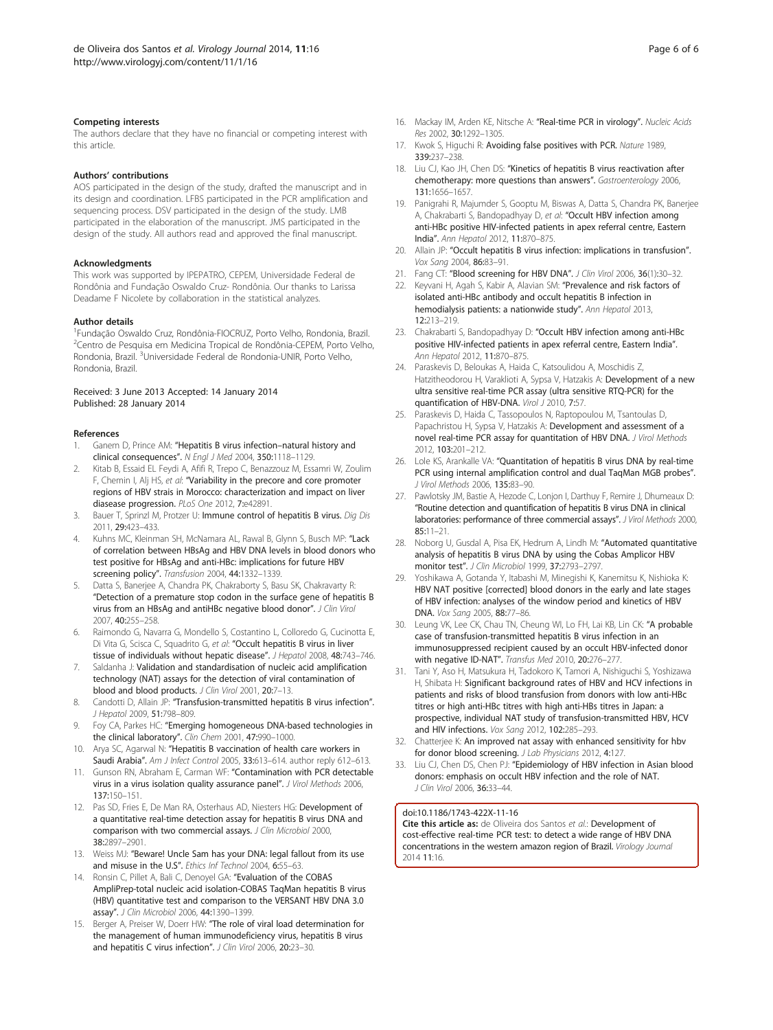### Competing interests

The authors declare that they have no financial or competing interest with this article.

### Authors' contributions

AOS participated in the design of the study, drafted the manuscript and in its design and coordination. LFBS participated in the PCR amplification and sequencing process. DSV participated in the design of the study. LMB participated in the elaboration of the manuscript. JMS participated in the design of the study. All authors read and approved the final manuscript.

### Acknowledgments

This work was supported by IPEPATRO, CEPEM, Universidade Federal de Rondônia and Fundação Oswaldo Cruz- Rondônia. Our thanks to Larissa Deadame F Nicolete by collaboration in the statistical analyzes.

### Author details

[1]Fundação Oswaldo Cruz, Rondônia-FIOCRUZ, Porto Velho, Rondonia, Brazil. [2]Centro de Pesquisa em Medicina Tropical de Rondônia-CEPEM, Porto Velho, Rondonia, Brazil. [3]Universidade Federal de Rondonia-UNIR, Porto Velho, Rondonia, Brazil.

Received: 3 June 2013 Accepted: 14 January 2014
Published: 28 January 2014

### References

1. Ganem D, Prince AM: "Hepatitis B virus infection–natural history and clinical consequences". *N Engl J Med* 2004, **350:**1118–1129.
2. Kitab B, Essaid EL Feydi A, Afifi R, Trepo C, Benazzouz M, Essamri W, Zoulim F, Chemin I, Alj HS, *et al*: "Variability in the precore and core promoter regions of HBV strais in Morocco: characterization and impact on liver diasease progression. *PLoS One* 2012, **7:**e42891.
3. Bauer T, Sprinzl M, Protzer U: Immune control of hepatitis B virus. *Dig Dis* 2011, **29:**423–433.
4. Kuhns MC, Kleinman SH, McNamara AL, Rawal B, Glynn S, Busch MP: "Lack of correlation between HBsAg and HBV DNA levels in blood donors who test positive for HBsAg and anti-HBc: implications for future HBV screening policy". *Transfusion* 2004, **44:**1332–1339.
5. Datta S, Banerjee A, Chandra PK, Chakraborty S, Basu SK, Chakravarty R: "Detection of a premature stop codon in the surface gene of hepatitis B virus from an HBsAg and antiHBc negative blood donor". *J Clin Virol* 2007, **40:**255–258.
6. Raimondo G, Navarra G, Mondello S, Costantino L, Colloredo G, Cucinotta E, Di Vita G, Scisca C, Squadrito G, *et al*: "Occult hepatitis B virus in liver tissue of individuals without hepatic disease". *J Hepatol* 2008, **48:**743–746.
7. Saldanha J: Validation and standardisation of nucleic acid amplification technology (NAT) assays for the detection of viral contamination of blood and blood products. *J Clin Virol* 2001, **20:**7–13.
8. Candotti D, Allain JP: "Transfusion-transmitted hepatitis B virus infection". *J Hepatol* 2009, **51:**798–809.
9. Foy CA, Parkes HC: "Emerging homogeneous DNA-based technologies in the clinical laboratory". *Clin Chem* 2001, **47:**990–1000.
10. Arya SC, Agarwal N: "Hepatitis B vaccination of health care workers in Saudi Arabia". *Am J Infect Control* 2005, **33:**613–614. author reply 612–613.
11. Gunson RN, Abraham E, Carman WF: "Contamination with PCR detectable virus in a virus isolation quality assurance panel". *J Virol Methods* 2006, **137:**150–151.
12. Pas SD, Fries E, De Man RA, Osterhaus AD, Niesters HG: Development of a quantitative real-time detection assay for hepatitis B virus DNA and comparison with two commercial assays. *J Clin Microbiol* 2000, **38:**2897–2901.
13. Weiss MJ: "Beware! Uncle Sam has your DNA: legal fallout from its use and misuse in the U.S". *Ethics Inf Technol* 2004, **6:**55–63.
14. Ronsin C, Pillet A, Bali C, Denoyel GA: "Evaluation of the COBAS AmpliPrep-total nucleic acid isolation-COBAS TaqMan hepatitis B virus (HBV) quantitative test and comparison to the VERSANT HBV DNA 3.0 assay". *J Clin Microbiol* 2006, **44:**1390–1399.
15. Berger A, Preiser W, Doerr HW: "The role of viral load determination for the management of human immunodeficiency virus, hepatitis B virus and hepatitis C virus infection". *J Clin Virol* 2006, **20:**23–30.
16. Mackay IM, Arden KE, Nitsche A: "Real-time PCR in virology". *Nucleic Acids Res* 2002, **30:**1292–1305.
17. Kwok S, Higuchi R: Avoiding false positives with PCR. *Nature* 1989, **339:**237–238.
18. Liu CJ, Kao JH, Chen DS: "Kinetics of hepatitis B virus reactivation after chemotherapy: more questions than answers". *Gastroenterology* 2006, **131:**1656–1657.
19. Panigrahi R, Majumder S, Gooptu M, Biswas A, Datta S, Chandra PK, Banerjee A, Chakrabarti S, Bandopadhyay D, *et al*: "Occult HBV infection among anti-HBc positive HIV-infected patients in apex referral centre, Eastern India". *Ann Hepatol* 2012, **11:**870–875.
20. Allain JP: "Occult hepatitis B virus infection: implications in transfusion". *Vox Sang* 2004, **86:**83–91.
21. Fang CT: "Blood screening for HBV DNA". *J Clin Virol* 2006, **36**(1)**:**30–32.
22. Keyvani H, Agah S, Kabir A, Alavian SM: "Prevalence and risk factors of isolated anti-HBc antibody and occult hepatitis B infection in hemodialysis patients: a nationwide study". *Ann Hepatol* 2013, **12:**213–219.
23. Chakrabarti S, Bandopadhyay D: "Occult HBV infection among anti-HBc positive HIV-infected patients in apex referral centre, Eastern India". *Ann Hepatol* 2012, **11:**870–875.
24. Paraskevis D, Beloukas A, Haida C, Katsoulidou A, Moschidis Z, Hatzitheodorou H, Varaklioti A, Sypsa V, Hatzakis A: Development of a new ultra sensitive real-time PCR assay (ultra sensitive RTQ-PCR) for the quantification of HBV-DNA. *Virol J* 2010, **7:**57.
25. Paraskevis D, Haida C, Tassopoulos N, Raptopoulou M, Tsantoulas D, Papachristou H, Sypsa V, Hatzakis A: Development and assessment of a novel real-time PCR assay for quantitation of HBV DNA. *J Virol Methods* 2012, **103:**201–212.
26. Lole KS, Arankalle VA: "Quantitation of hepatitis B virus DNA by real-time PCR using internal amplification control and dual TaqMan MGB probes". *J Virol Methods* 2006, **135:**83–90.
27. Pawlotsky JM, Bastie A, Hezode C, Lonjon I, Darthuy F, Remire J, Dhumeaux D: "Routine detection and quantification of hepatitis B virus DNA in clinical laboratories: performance of three commercial assays". *J Virol Methods* 2000, **85:**11–21.
28. Noborg U, Gusdal A, Pisa EK, Hedrum A, Lindh M: "Automated quantitative analysis of hepatitis B virus DNA by using the Cobas Amplicor HBV monitor test". *J Clin Microbiol* 1999, **37:**2793–2797.
29. Yoshikawa A, Gotanda Y, Itabashi M, Minegishi K, Kanemitsu K, Nishioka K: HBV NAT positive [corrected] blood donors in the early and late stages of HBV infection: analyses of the window period and kinetics of HBV DNA. *Vox Sang* 2005, **88:**77–86.
30. Leung VK, Lee CK, Chau TN, Cheung WI, Lo FH, Lai KB, Lin CK: "A probable case of transfusion-transmitted hepatitis B virus infection in an immunosuppressed recipient caused by an occult HBV-infected donor with negative ID-NAT". *Transfus Med* 2010, **20:**276–277.
31. Tani Y, Aso H, Matsukura H, Tadokoro K, Tamori A, Nishiguchi S, Yoshizawa H, Shibata H: Significant background rates of HBV and HCV infections in patients and risks of blood transfusion from donors with low anti-HBc titres or high anti-HBc titres with high anti-HBs titres in Japan: a prospective, individual NAT study of transfusion-transmitted HBV, HCV and HIV infections. *Vox Sang* 2012, **102:**285–293.
32. Chatterjee K: An improved nat assay with enhanced sensitivity for hbv for donor blood screening. *J Lab Physicians* 2012, **4:**127.
33. Liu CJ, Chen DS, Chen PJ: "Epidemiology of HBV infection in Asian blood donors: emphasis on occult HBV infection and the role of NAT. *J Clin Virol* 2006, **36:**33–44.

doi:10.1186/1743-422X-11-16

**Cite this article as:** de Oliveira dos Santos *et al.*: Development of cost-effective real-time PCR test: to detect a wide range of HBV DNA concentrations in the western amazon region of Brazil. *Virology Journal* 2014 **11**:16.